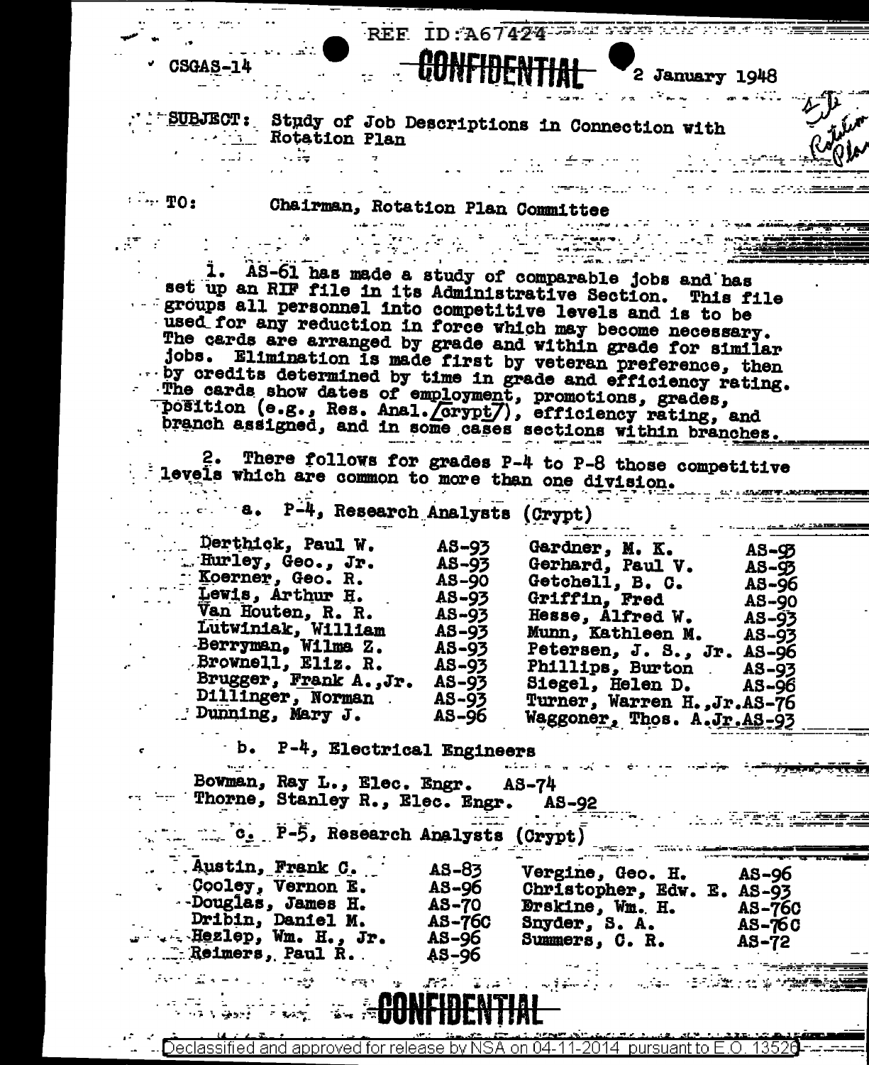REF ID:A67424

CSGAS-14

**CONFIDENTIAL**

2 January 1948

SUBJECT: Study of Job Descriptions in Connection with Rotation Plan

TO: Chairman, Rotation Plan Committee

1. AS-61 has made a study of comparable jobs and has set up an RIF file in its Administrative Section. This file groups all personnel into competitive levels and is to be used for any reduction in force which may become necessary. The cards are arranged by grade and within grade for similar jobs. Elimination is made first by veteran preference, then by credits determined by time in grade and efficiency rating. The cards show dates of employment, promotions, grades, position (e.g., Res. Anal./crypt/), efficiency rating, and branch assigned, and in some cases sections within branches.

2. There follows for grades P-4 to P-8 those competitive levels which are common to more than one division.

a. P-4, Research Analysts (Crypt)

| | | | |
|---|---|---|---|
| Derthick, Paul W. | AS-93 | Gardner, M. K. | AS-93 |
| Hurley, Geo., Jr. | AS-93 | Gerhard, Paul V. | AS-93 |
| Koerner, Geo. R. | AS-90 | Getchell, B. C. | AS-96 |
| Lewis, Arthur H. | AS-93 | Griffin, Fred | AS-90 |
| Van Houten, R. R. | AS-93 | Hesse, Alfred W. | AS-93 |
| Lutwiniak, William | AS-93 | Munn, Kathleen M. | AS-93 |
| Berryman, Wilma Z. | AS-93 | Petersen, J. S., Jr. | AS-96 |
| Brownell, Eliz. R. | AS-93 | Phillips, Burton | AS-93 |
| Brugger, Frank A.,Jr. | AS-93 | Siegel, Helen D. | AS-96 |
| Dillinger, Norman | AS-93 | Turner, Warren H.,Jr. | AS-76 |
| Dunning, Mary J. | AS-96 | Waggoner, Thos. A.Jr. | AS-93 |

b. P-4, Electrical Engineers

| | |
|---|---|
| Bowman, Ray L., Elec. Engr. | AS-74 |
| Thorne, Stanley R., Elec. Engr. | AS-92 |

c. P-5, Research Analysts (Crypt)

| | | | |
|---|---|---|---|
| Austin, Frank C. | AS-83 | Vergine, Geo. H. | AS-96 |
| Cooley, Vernon E. | AS-96 | Christopher, Edw. E. | AS-93 |
| Douglas, James H. | AS-70 | Erskine, Wm. H. | AS-76C |
| Dribin, Daniel M. | AS-76C | Snyder, S. A. | AS-76C |
| Hezlep, Wm. H., Jr. | AS-96 | Summers, C. R. | AS-72 |
| Reimers, Paul R. | AS-96 | | |

**CONFIDENTIAL**

Declassified and approved for release by NSA on 04-11-2014 pursuant to E.O. 13526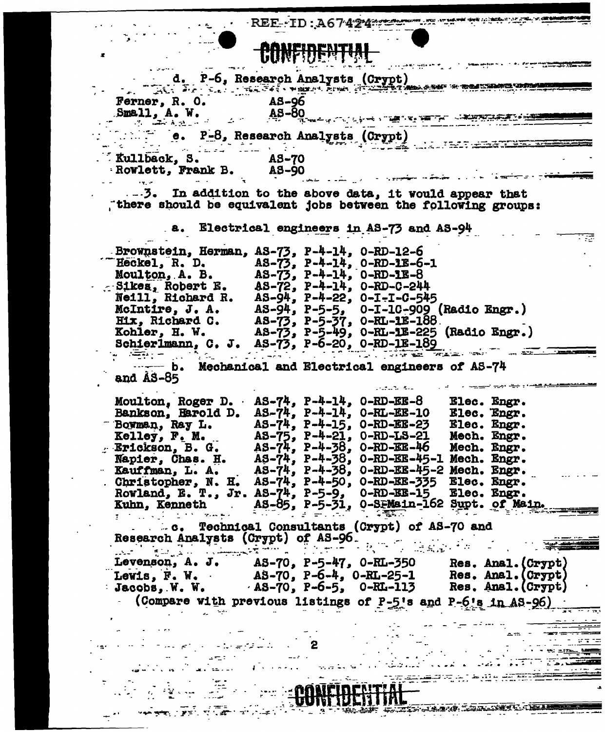REF ID:A67424

CONFIDENTIAL

d. P-6, Research Analysts (Crypt)

| | |
|---|---|
| Ferner, R. O. | AS-96 |
| Small, A. W. | AS-80 |

e. P-8, Research Analysts (Crypt)

| | |
|---|---|
| Kullback, S. | AS-70 |
| Rowlett, Frank B. | AS-90 |

3. In addition to the above data, it would appear that there should be equivalent jobs between the following groups:

a. Electrical engineers in AS-73 and AS-94

| | | | | |
|---|---|---|---|---|
| Brownstein, Herman, | AS-73, | P-4-14, | 0-RD-12-6 | |
| Heckel, R. D. | AS-73, | P-4-14, | 0-RD-1E-6-1 | |
| Moulton, A. B. | AS-73, | P-4-14, | 0-RD-1E-8 | |
| Sikes, Robert E. | AS-72, | P-4-14, | 0-RD-C-244 | |
| Neill, Richard R. | AS-94, | P-4-22, | 0-I-I-C-545 | |
| McIntire, J. A. | AS-94, | P-5-5, | 0-I-1C-909 | (Radio Engr.) |
| Hix, Richard C. | AS-73, | P-5-37, | 0-RL-1E-188 | |
| Kohler, H. W. | AS-73, | P-5-49, | 0-RL-1E-225 | (Radio Engr.) |
| Schierlmann, C. J. | AS-73, | P-6-20, | 0-RD-1E-189 | |

b. Mechanical and Electrical engineers of AS-74 and AS-85

| | | | | |
|---|---|---|---|---|
| Moulton, Roger D. | AS-74, | P-4-14, | 0-RD-EE-8 | Elec. Engr. |
| Bankson, Harold D. | AS-74, | P-4-14, | 0-RL-EE-10 | Elec. Engr. |
| Bowman, Ray L. | AS-74, | P-4-15, | 0-RD-EE-23 | Elec. Engr. |
| Kelley, F. M. | AS-75, | P-4-21, | 0-RD-LS-21 | Mech. Engr. |
| Erickson, B. G. | AS-74, | P-4-38, | 0-RD-EE-46 | Mech. Engr. |
| Napier, Chas. H. | AS-74, | P-4-38, | 0-RD-EE-45-1 | Mech. Engr. |
| Kauffman, L. A. | AS-74, | P-4-38, | 0-RD-EE-45-2 | Mech. Engr. |
| Christopher, N. H. | AS-74, | P-4-50, | 0-RD-EE-335 | Elec. Engr. |
| Rowland, E. T., Jr. | AS-74, | P-5-9, | 0-RD-EE-15 | Elec. Engr. |
| Kuhn, Kenneth | AS-85, | P-5-31, | 0-S-Main-162 | Supt. of Main. |

c. Technical Consultants (Crypt) of AS-70 and Research Analysts (Crypt) of AS-96.

| | | | | |
|---|---|---|---|---|
| Levenson, A. J. | AS-70, | P-5-47, | 0-RL-350 | Res. Anal. (Crypt) |
| Lewis, F. W. | AS-70, | P-6-4, | 0-RL-25-1 | Res. Anal. (Crypt) |
| Jacobs, W. W. | AS-70, | P-6-5, | 0-RL-113 | Res. Anal. (Crypt) |

(Compare with previous listings of P-5's and P-6's in AS-96)

CONFIDENTIAL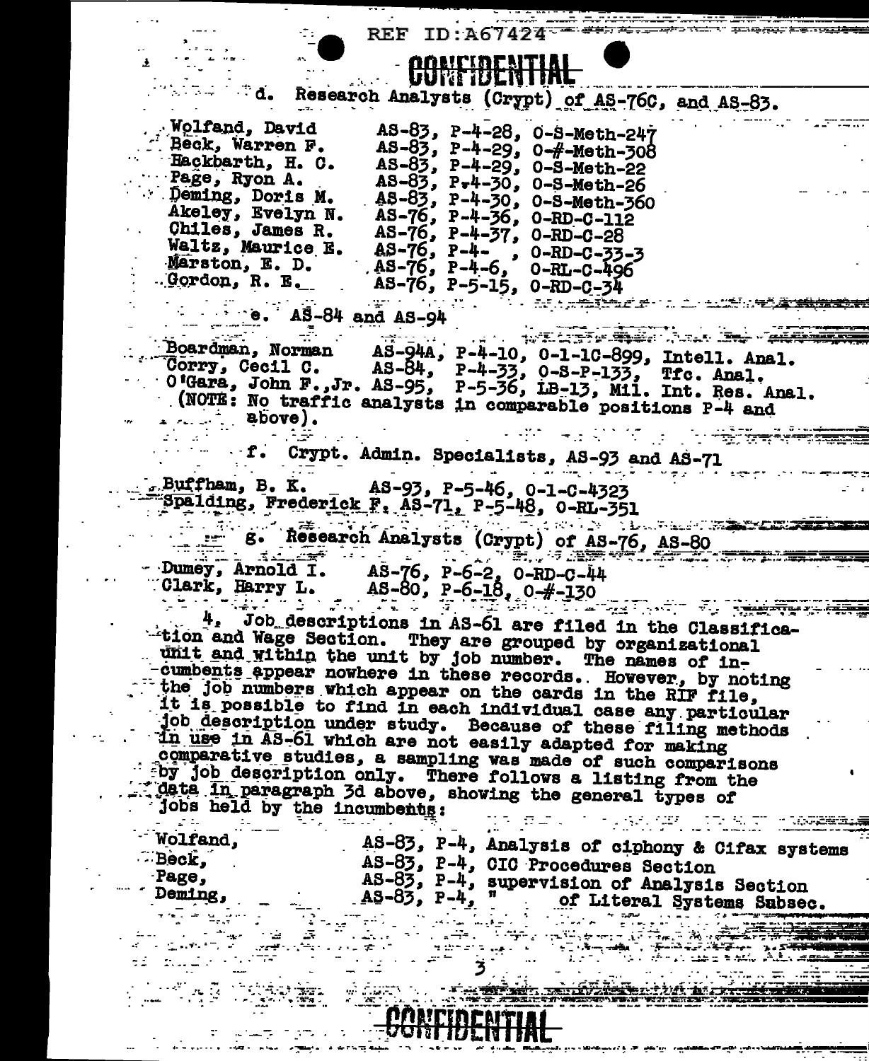REF ID:A67424

CONFIDENTIAL

d. Research Analysts (Crypt) of AS-76C, and AS-83.

| | |
|---|---|
| Wolfand, David | AS-83, P-4-28, O-S-Meth-247 |
| Beck, Warren F. | AS-83, P-4-29, O-#-Meth-308 |
| Hackbarth, H. C. | AS-83, P-4-29, O-S-Meth-22 |
| Page, Ryon A. | AS-83, P-4-30, O-S-Meth-26 |
| Deming, Doris M. | AS-83, P-4-30, O-S-Meth-360 |
| Akeley, Evelyn N. | AS-76, P-4-36, O-RD-C-112 |
| Chiles, James R. | AS-76, P-4-37, O-RD-C-28 |
| Waltz, Maurice E. | AS-76, P-4- , O-RD-C-33-3 |
| Marston, E. D. | AS-76, P-4-6, O-RL-C-496 |
| Gordon, R. E. | AS-76, P-5-15, O-RD-C-34 |

e. AS-84 and AS-94

| | |
|---|---|
| Boardman, Norman | AS-94A, P-4-10, O-1-1C-899, Intell. Anal. |
| Corry, Cecil C. | AS-84, P-4-33, O-S-P-133, Tfc. Anal. |
| O'Gara, John F.,Jr. | AS-95, P-5-36, LB-13, Mil. Int. Res. Anal. |

(NOTE: No traffic analysts in comparable positions P-4 and above).

f. Crypt. Admin. Specialists, AS-93 and AS-71

| | |
|---|---|
| Buffham, B. K. | AS-93, P-5-46, O-1-C-4323 |
| Spalding, Frederick F. | AS-71, P-5-48, O-RL-351 |

g. Research Analysts (Crypt) of AS-76, AS-80

| | |
|---|---|
| Dumey, Arnold I. | AS-76, P-6-2, O-RD-C-44 |
| Clark, Harry L. | AS-80, P-6-18, O-#-130 |

4. Job descriptions in AS-61 are filed in the Classification and Wage Section. They are grouped by organizational unit and within the unit by job number. The names of incumbents appear nowhere in these records. However, by noting the job numbers which appear on the cards in the RIF file, it is possible to find in each individual case any particular job description under study. Because of these filing methods in use in AS-61 which are not easily adapted for making comparative studies, a sampling was made of such comparisons by job description only. There follows a listing from the data in paragraph 3d above, showing the general types of jobs held by the incumbents:

| | |
|---|---|
| Wolfand, | AS-83, P-4, Analysis of ciphony & Cifax systems |
| Beck, | AS-83, P-4, CIC Procedures Section |
| Page, | AS-83, P-4, supervision of Analysis Section |
| Deming, | AS-83, P-4, " of Literal Systems Subsec. |

CONFIDENTIAL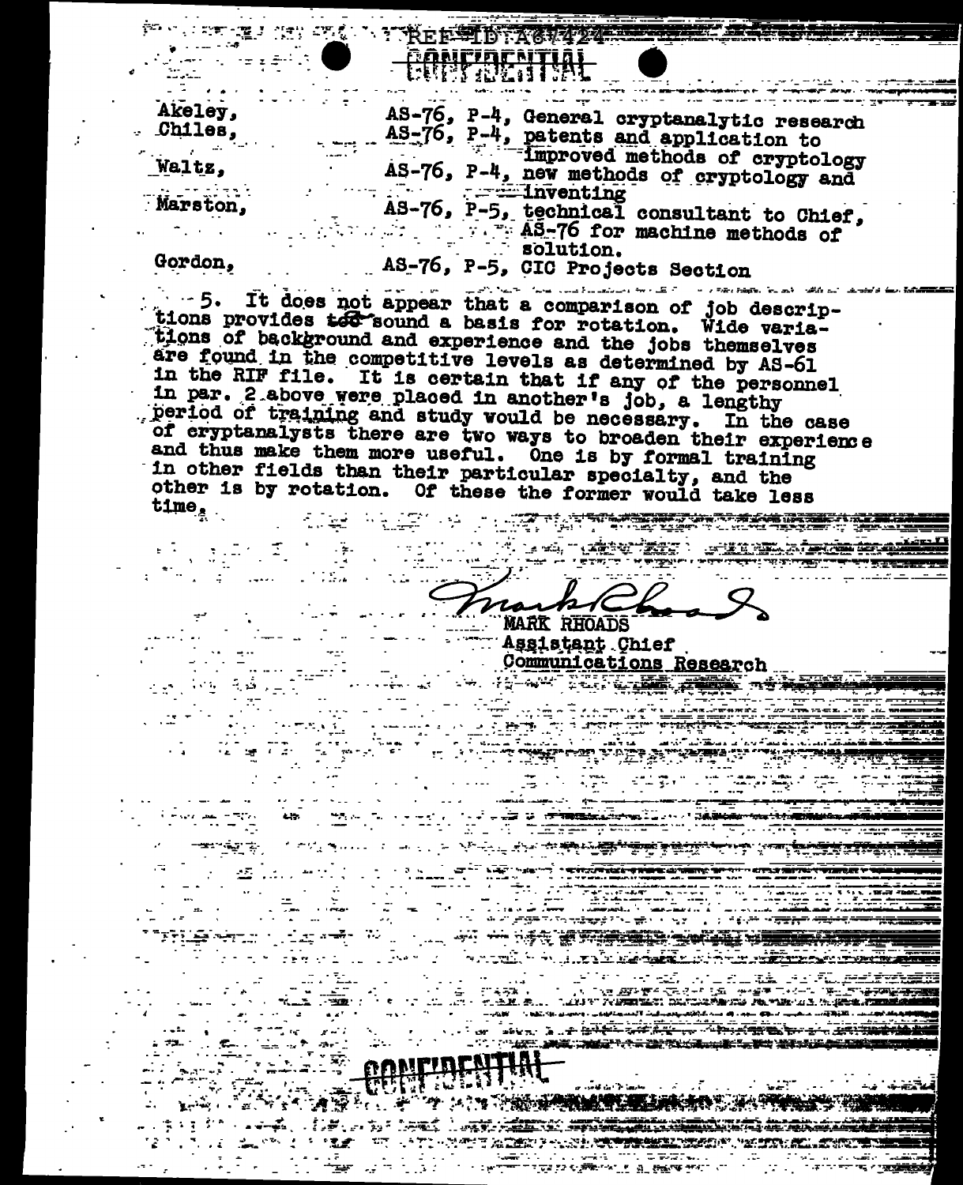CONFIDENTIAL

| | |
|---|---|
| Akeley, | AS-76, P-4, General cryptanalytic research |
| Chiles, | AS-76, P-4, patents and application to improved methods of cryptology |
| Waltz, | AS-76, P-4, new methods of cryptology and inventing |
| Marston, | AS-76, P-5, technical consultant to Chief, AS-76 for machine methods of solution. |
| Gordon, | AS-76, P-5, CIC Projects Section |

5. It does not appear that a comparison of job descriptions provides too sound a basis for rotation. Wide variations of background and experience and the jobs themselves are found in the competitive levels as determined by AS-61 in the RIF file. It is certain that if any of the personnel in par. 2 above were placed in another's job, a lengthy period of training and study would be necessary. In the case of cryptanalysts there are two ways to broaden their experience and thus make them more useful. One is by formal training in other fields than their particular specialty, and the other is by rotation. Of these the former would take less time.

MARK RHOADS
Assistant Chief
Communications Research

CONFIDENTIAL